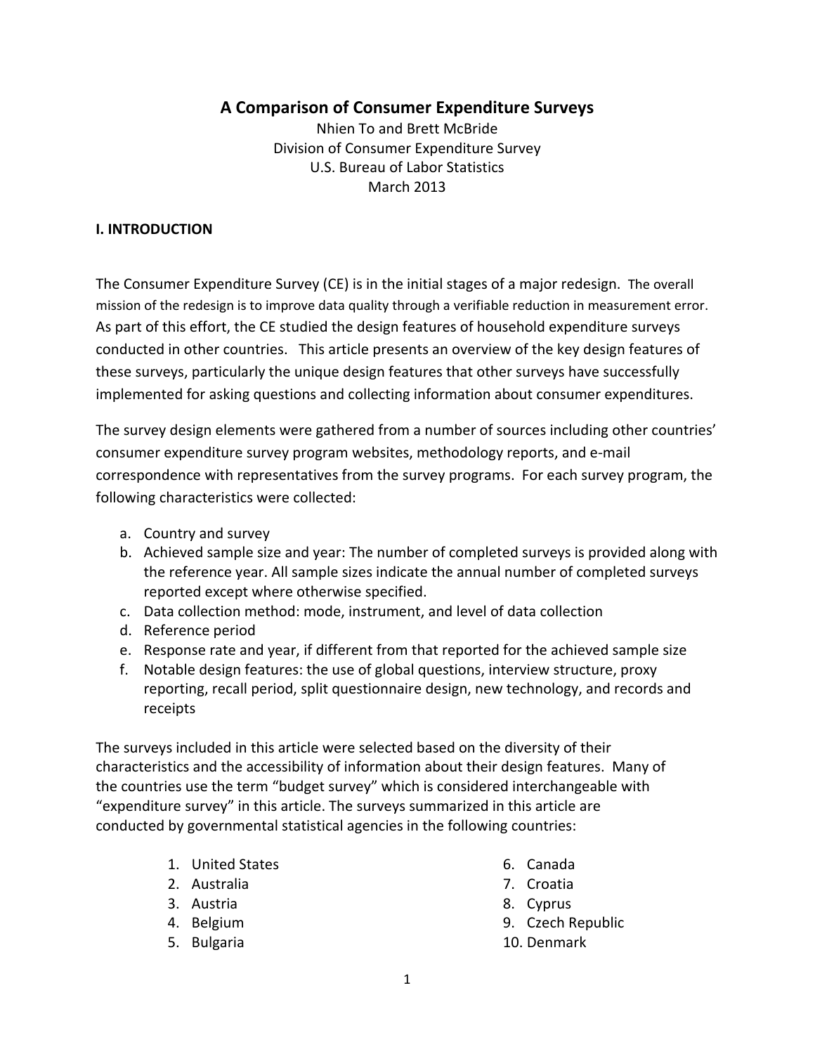# A Comparison of Consumer Expenditure Surveys

Nhien To and Brett McBride
Division of Consumer Expenditure Survey
U.S. Bureau of Labor Statistics
March 2013

## I. INTRODUCTION

The Consumer Expenditure Survey (CE) is in the initial stages of a major redesign. The overall mission of the redesign is to improve data quality through a verifiable reduction in measurement error. As part of this effort, the CE studied the design features of household expenditure surveys conducted in other countries. This article presents an overview of the key design features of these surveys, particularly the unique design features that other surveys have successfully implemented for asking questions and collecting information about consumer expenditures.

The survey design elements were gathered from a number of sources including other countries' consumer expenditure survey program websites, methodology reports, and e-mail correspondence with representatives from the survey programs. For each survey program, the following characteristics were collected:

a. Country and survey
b. Achieved sample size and year: The number of completed surveys is provided along with the reference year. All sample sizes indicate the annual number of completed surveys reported except where otherwise specified.
c. Data collection method: mode, instrument, and level of data collection
d. Reference period
e. Response rate and year, if different from that reported for the achieved sample size
f. Notable design features: the use of global questions, interview structure, proxy reporting, recall period, split questionnaire design, new technology, and records and receipts

The surveys included in this article were selected based on the diversity of their characteristics and the accessibility of information about their design features. Many of the countries use the term "budget survey" which is considered interchangeable with "expenditure survey" in this article. The surveys summarized in this article are conducted by governmental statistical agencies in the following countries:

1. United States
2. Australia
3. Austria
4. Belgium
5. Bulgaria
6. Canada
7. Croatia
8. Cyprus
9. Czech Republic
10. Denmark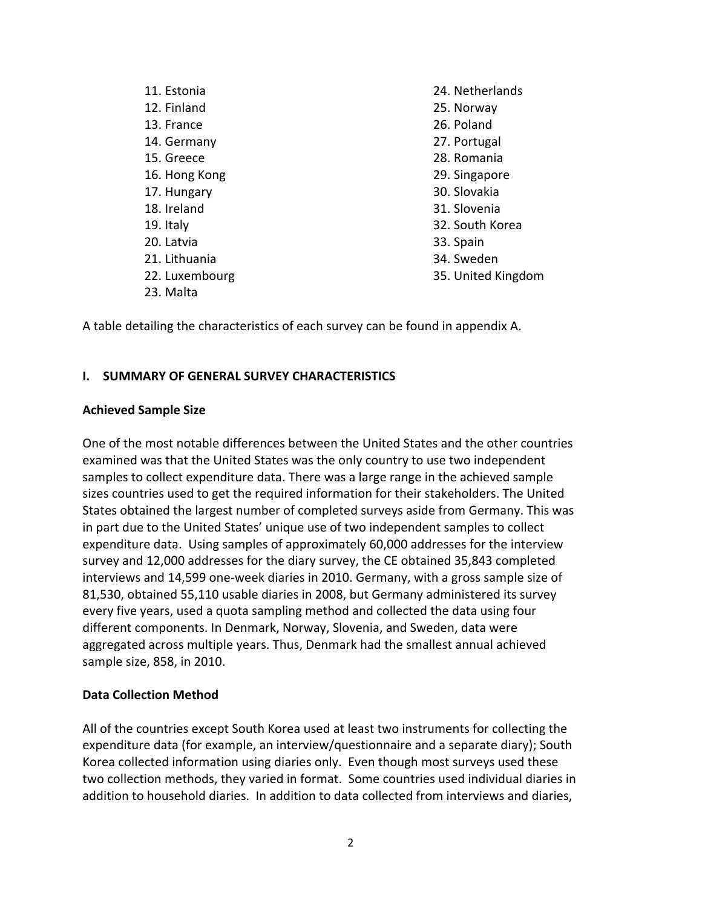11. Estonia
12. Finland
13. France
14. Germany
15. Greece
16. Hong Kong
17. Hungary
18. Ireland
19. Italy
20. Latvia
21. Lithuania
22. Luxembourg
23. Malta
24. Netherlands
25. Norway
26. Poland
27. Portugal
28. Romania
29. Singapore
30. Slovakia
31. Slovenia
32. South Korea
33. Spain
34. Sweden
35. United Kingdom

A table detailing the characteristics of each survey can be found in appendix A.

## I. SUMMARY OF GENERAL SURVEY CHARACTERISTICS

### Achieved Sample Size

One of the most notable differences between the United States and the other countries examined was that the United States was the only country to use two independent samples to collect expenditure data. There was a large range in the achieved sample sizes countries used to get the required information for their stakeholders. The United States obtained the largest number of completed surveys aside from Germany. This was in part due to the United States' unique use of two independent samples to collect expenditure data. Using samples of approximately 60,000 addresses for the interview survey and 12,000 addresses for the diary survey, the CE obtained 35,843 completed interviews and 14,599 one-week diaries in 2010. Germany, with a gross sample size of 81,530, obtained 55,110 usable diaries in 2008, but Germany administered its survey every five years, used a quota sampling method and collected the data using four different components. In Denmark, Norway, Slovenia, and Sweden, data were aggregated across multiple years. Thus, Denmark had the smallest annual achieved sample size, 858, in 2010.

### Data Collection Method

All of the countries except South Korea used at least two instruments for collecting the expenditure data (for example, an interview/questionnaire and a separate diary); South Korea collected information using diaries only. Even though most surveys used these two collection methods, they varied in format. Some countries used individual diaries in addition to household diaries. In addition to data collected from interviews and diaries,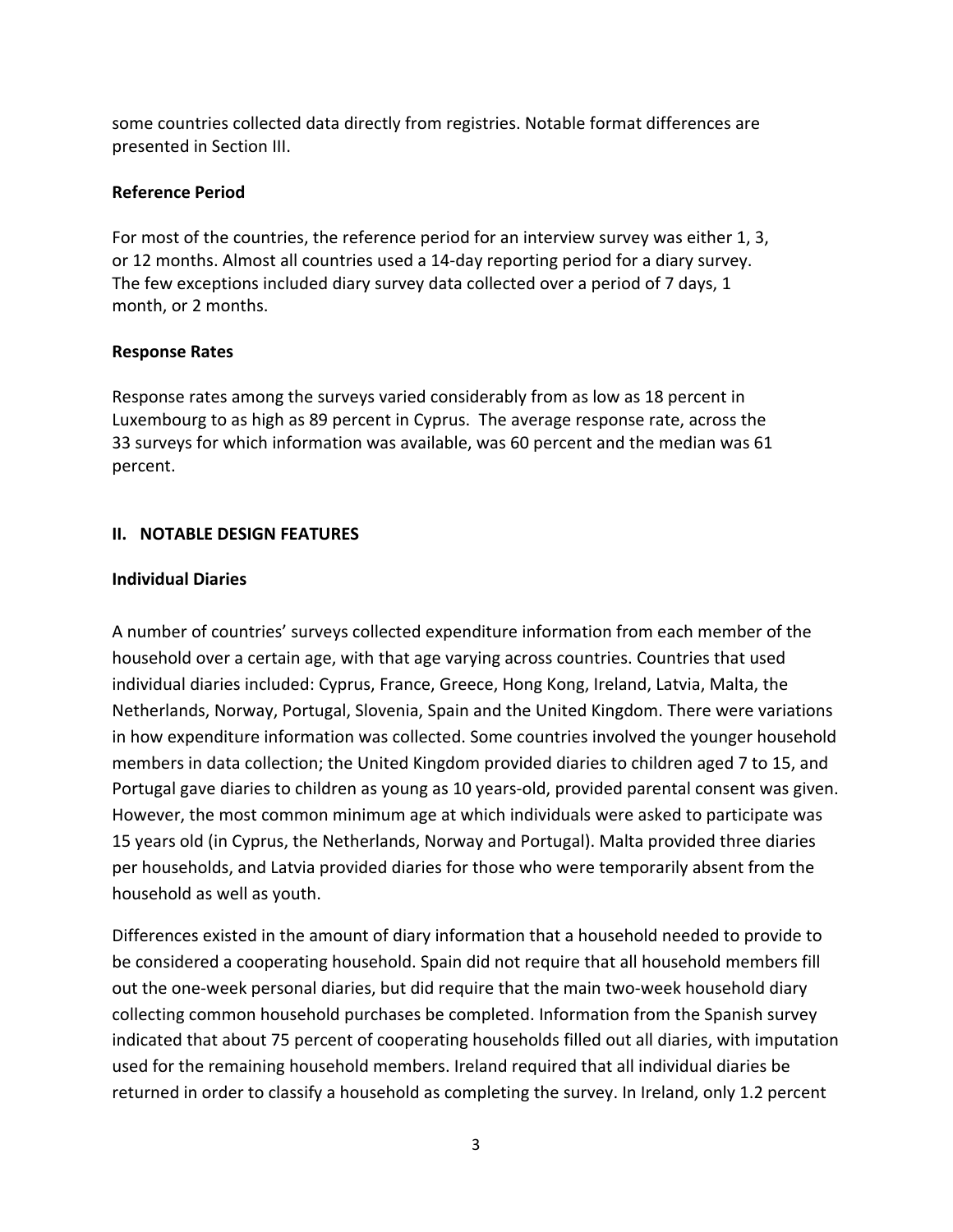some countries collected data directly from registries. Notable format differences are presented in Section III.

**Reference Period**

For most of the countries, the reference period for an interview survey was either 1, 3, or 12 months. Almost all countries used a 14-day reporting period for a diary survey. The few exceptions included diary survey data collected over a period of 7 days, 1 month, or 2 months.

**Response Rates**

Response rates among the surveys varied considerably from as low as 18 percent in Luxembourg to as high as 89 percent in Cyprus. The average response rate, across the 33 surveys for which information was available, was 60 percent and the median was 61 percent.

## II. NOTABLE DESIGN FEATURES

**Individual Diaries**

A number of countries' surveys collected expenditure information from each member of the household over a certain age, with that age varying across countries. Countries that used individual diaries included: Cyprus, France, Greece, Hong Kong, Ireland, Latvia, Malta, the Netherlands, Norway, Portugal, Slovenia, Spain and the United Kingdom. There were variations in how expenditure information was collected. Some countries involved the younger household members in data collection; the United Kingdom provided diaries to children aged 7 to 15, and Portugal gave diaries to children as young as 10 years-old, provided parental consent was given. However, the most common minimum age at which individuals were asked to participate was 15 years old (in Cyprus, the Netherlands, Norway and Portugal). Malta provided three diaries per households, and Latvia provided diaries for those who were temporarily absent from the household as well as youth.

Differences existed in the amount of diary information that a household needed to provide to be considered a cooperating household. Spain did not require that all household members fill out the one-week personal diaries, but did require that the main two-week household diary collecting common household purchases be completed. Information from the Spanish survey indicated that about 75 percent of cooperating households filled out all diaries, with imputation used for the remaining household members. Ireland required that all individual diaries be returned in order to classify a household as completing the survey. In Ireland, only 1.2 percent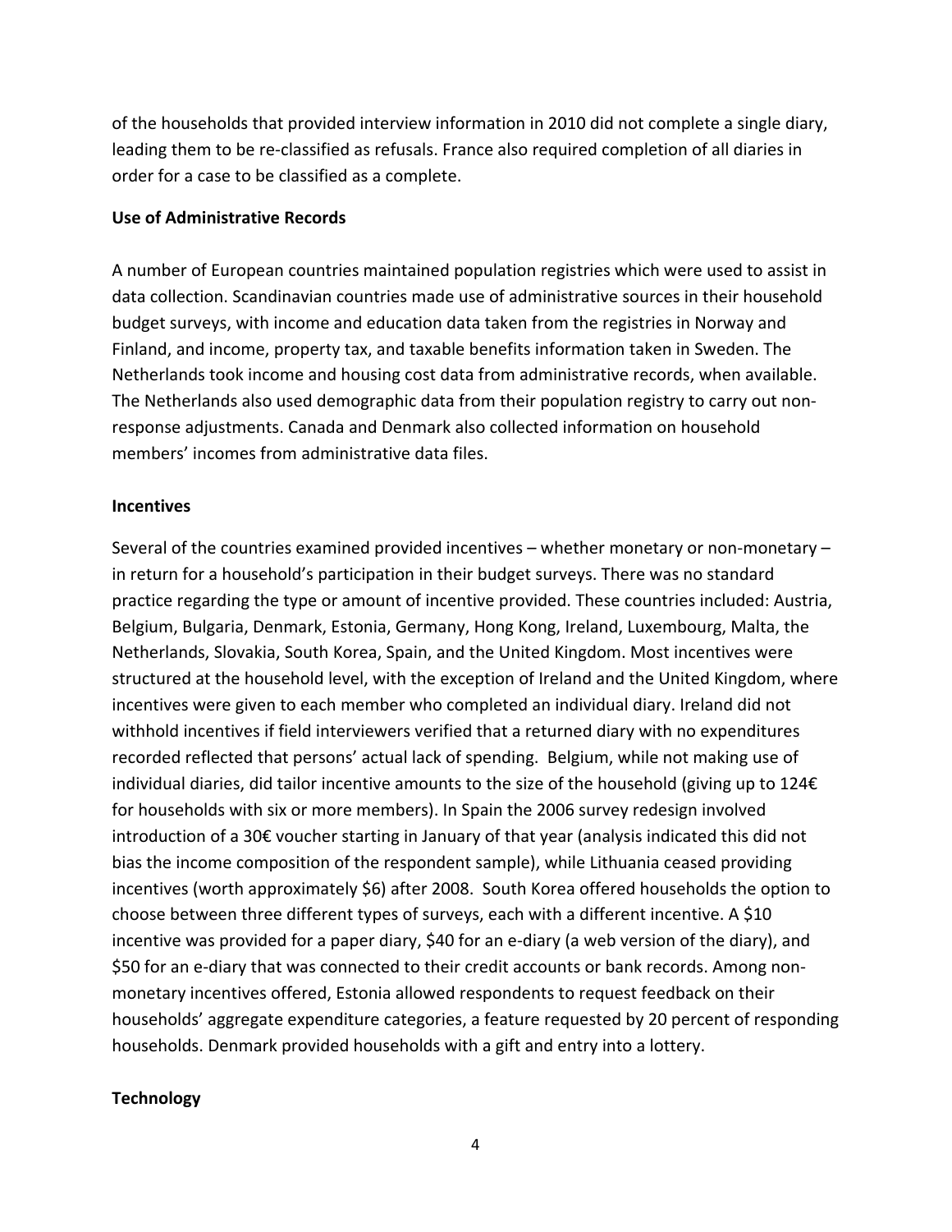of the households that provided interview information in 2010 did not complete a single diary, leading them to be re-classified as refusals. France also required completion of all diaries in order for a case to be classified as a complete.

**Use of Administrative Records**

A number of European countries maintained population registries which were used to assist in data collection. Scandinavian countries made use of administrative sources in their household budget surveys, with income and education data taken from the registries in Norway and Finland, and income, property tax, and taxable benefits information taken in Sweden. The Netherlands took income and housing cost data from administrative records, when available. The Netherlands also used demographic data from their population registry to carry out non-response adjustments. Canada and Denmark also collected information on household members' incomes from administrative data files.

**Incentives**

Several of the countries examined provided incentives – whether monetary or non-monetary – in return for a household's participation in their budget surveys. There was no standard practice regarding the type or amount of incentive provided. These countries included: Austria, Belgium, Bulgaria, Denmark, Estonia, Germany, Hong Kong, Ireland, Luxembourg, Malta, the Netherlands, Slovakia, South Korea, Spain, and the United Kingdom. Most incentives were structured at the household level, with the exception of Ireland and the United Kingdom, where incentives were given to each member who completed an individual diary. Ireland did not withhold incentives if field interviewers verified that a returned diary with no expenditures recorded reflected that persons' actual lack of spending. Belgium, while not making use of individual diaries, did tailor incentive amounts to the size of the household (giving up to 124€ for households with six or more members). In Spain the 2006 survey redesign involved introduction of a 30€ voucher starting in January of that year (analysis indicated this did not bias the income composition of the respondent sample), while Lithuania ceased providing incentives (worth approximately $6) after 2008. South Korea offered households the option to choose between three different types of surveys, each with a different incentive. A $10 incentive was provided for a paper diary, $40 for an e-diary (a web version of the diary), and $50 for an e-diary that was connected to their credit accounts or bank records. Among non-monetary incentives offered, Estonia allowed respondents to request feedback on their households' aggregate expenditure categories, a feature requested by 20 percent of responding households. Denmark provided households with a gift and entry into a lottery.

**Technology**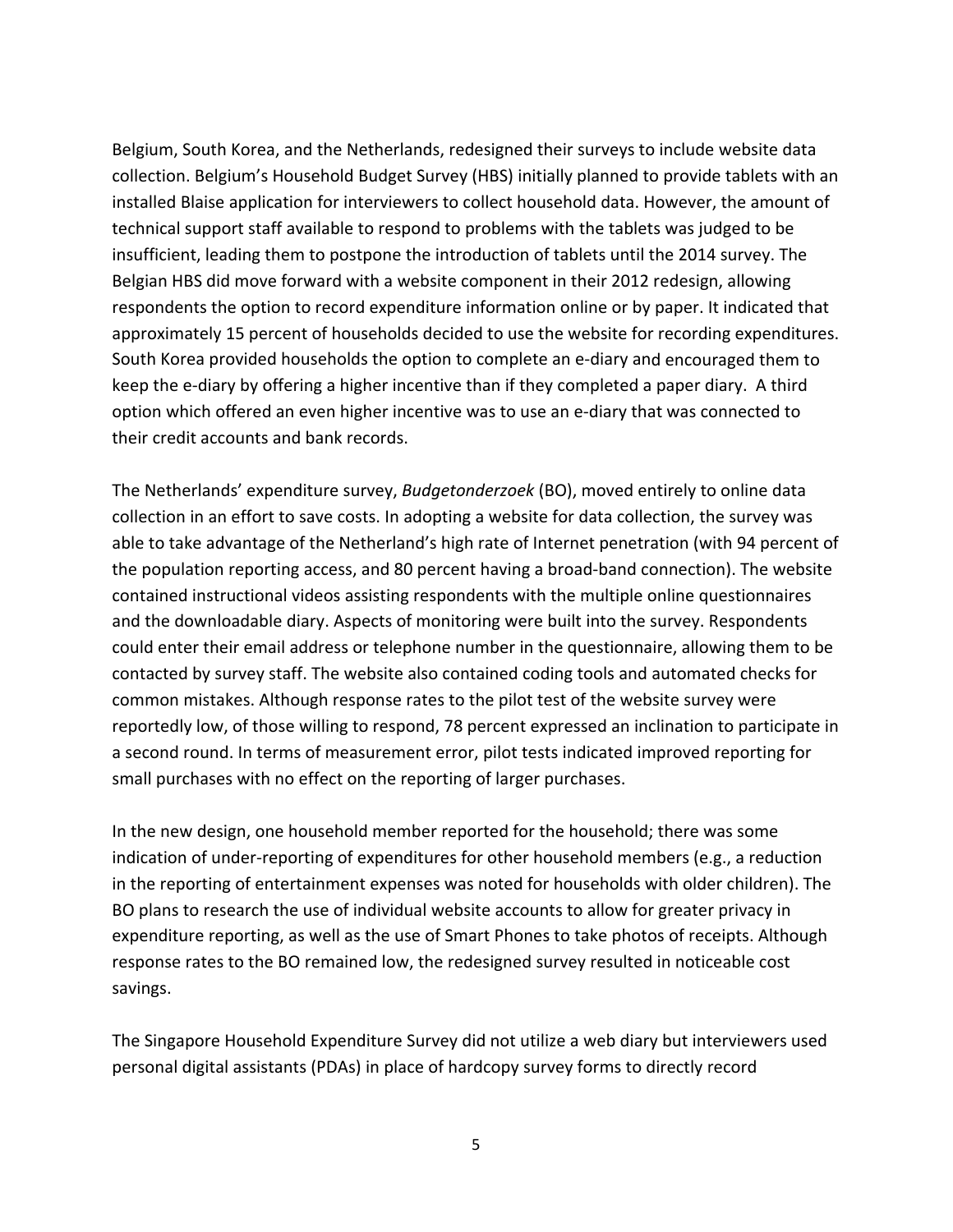Belgium, South Korea, and the Netherlands, redesigned their surveys to include website data collection. Belgium's Household Budget Survey (HBS) initially planned to provide tablets with an installed Blaise application for interviewers to collect household data. However, the amount of technical support staff available to respond to problems with the tablets was judged to be insufficient, leading them to postpone the introduction of tablets until the 2014 survey. The Belgian HBS did move forward with a website component in their 2012 redesign, allowing respondents the option to record expenditure information online or by paper. It indicated that approximately 15 percent of households decided to use the website for recording expenditures. South Korea provided households the option to complete an e-diary and encouraged them to keep the e-diary by offering a higher incentive than if they completed a paper diary. A third option which offered an even higher incentive was to use an e-diary that was connected to their credit accounts and bank records.

The Netherlands' expenditure survey, *Budgetonderzoek* (BO), moved entirely to online data collection in an effort to save costs. In adopting a website for data collection, the survey was able to take advantage of the Netherland's high rate of Internet penetration (with 94 percent of the population reporting access, and 80 percent having a broad-band connection). The website contained instructional videos assisting respondents with the multiple online questionnaires and the downloadable diary. Aspects of monitoring were built into the survey. Respondents could enter their email address or telephone number in the questionnaire, allowing them to be contacted by survey staff. The website also contained coding tools and automated checks for common mistakes. Although response rates to the pilot test of the website survey were reportedly low, of those willing to respond, 78 percent expressed an inclination to participate in a second round. In terms of measurement error, pilot tests indicated improved reporting for small purchases with no effect on the reporting of larger purchases.

In the new design, one household member reported for the household; there was some indication of under-reporting of expenditures for other household members (e.g., a reduction in the reporting of entertainment expenses was noted for households with older children). The BO plans to research the use of individual website accounts to allow for greater privacy in expenditure reporting, as well as the use of Smart Phones to take photos of receipts. Although response rates to the BO remained low, the redesigned survey resulted in noticeable cost savings.

The Singapore Household Expenditure Survey did not utilize a web diary but interviewers used personal digital assistants (PDAs) in place of hardcopy survey forms to directly record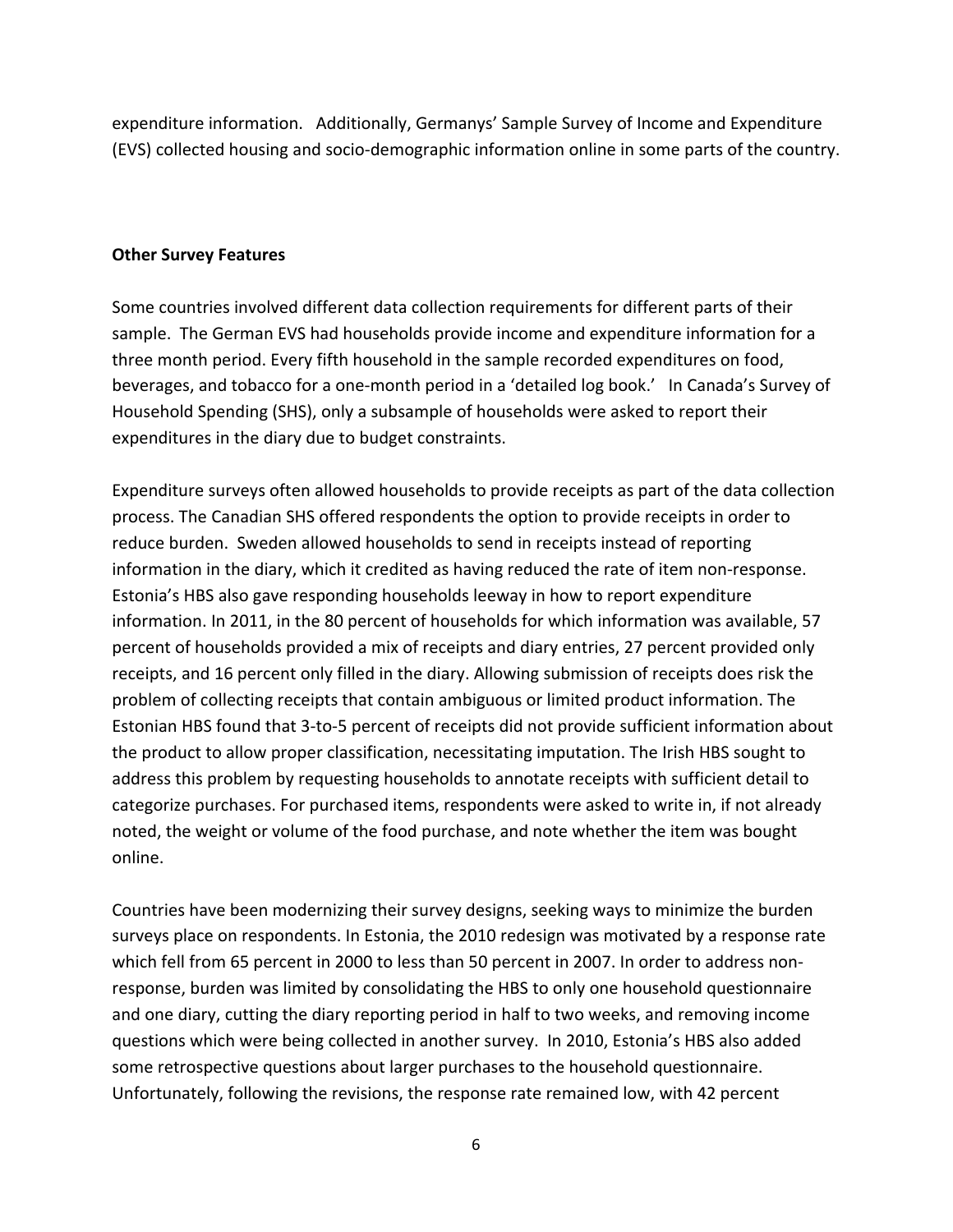expenditure information.  Additionally, Germanys' Sample Survey of Income and Expenditure (EVS) collected housing and socio-demographic information online in some parts of the country.

**Other Survey Features**

Some countries involved different data collection requirements for different parts of their sample. The German EVS had households provide income and expenditure information for a three month period. Every fifth household in the sample recorded expenditures on food, beverages, and tobacco for a one-month period in a 'detailed log book.'  In Canada's Survey of Household Spending (SHS), only a subsample of households were asked to report their expenditures in the diary due to budget constraints.

Expenditure surveys often allowed households to provide receipts as part of the data collection process. The Canadian SHS offered respondents the option to provide receipts in order to reduce burden. Sweden allowed households to send in receipts instead of reporting information in the diary, which it credited as having reduced the rate of item non-response. Estonia's HBS also gave responding households leeway in how to report expenditure information. In 2011, in the 80 percent of households for which information was available, 57 percent of households provided a mix of receipts and diary entries, 27 percent provided only receipts, and 16 percent only filled in the diary. Allowing submission of receipts does risk the problem of collecting receipts that contain ambiguous or limited product information. The Estonian HBS found that 3-to-5 percent of receipts did not provide sufficient information about the product to allow proper classification, necessitating imputation. The Irish HBS sought to address this problem by requesting households to annotate receipts with sufficient detail to categorize purchases. For purchased items, respondents were asked to write in, if not already noted, the weight or volume of the food purchase, and note whether the item was bought online.

Countries have been modernizing their survey designs, seeking ways to minimize the burden surveys place on respondents. In Estonia, the 2010 redesign was motivated by a response rate which fell from 65 percent in 2000 to less than 50 percent in 2007. In order to address non-response, burden was limited by consolidating the HBS to only one household questionnaire and one diary, cutting the diary reporting period in half to two weeks, and removing income questions which were being collected in another survey. In 2010, Estonia's HBS also added some retrospective questions about larger purchases to the household questionnaire. Unfortunately, following the revisions, the response rate remained low, with 42 percent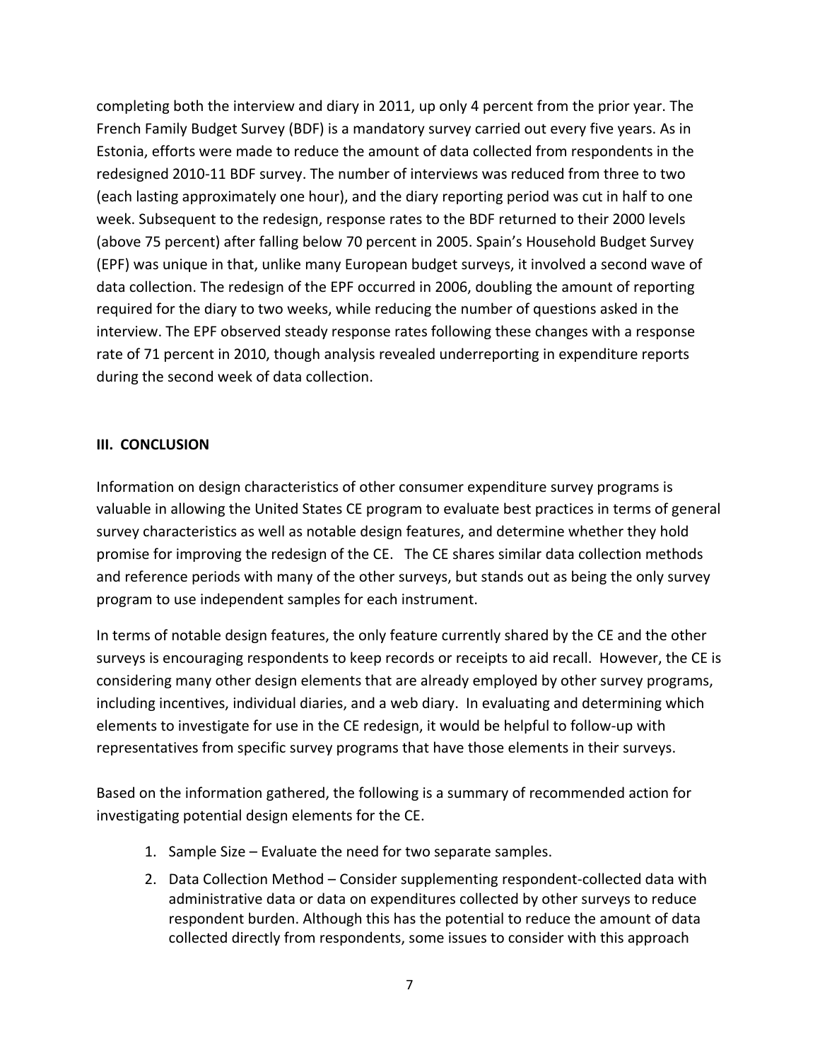completing both the interview and diary in 2011, up only 4 percent from the prior year. The French Family Budget Survey (BDF) is a mandatory survey carried out every five years. As in Estonia, efforts were made to reduce the amount of data collected from respondents in the redesigned 2010-11 BDF survey. The number of interviews was reduced from three to two (each lasting approximately one hour), and the diary reporting period was cut in half to one week. Subsequent to the redesign, response rates to the BDF returned to their 2000 levels (above 75 percent) after falling below 70 percent in 2005. Spain's Household Budget Survey (EPF) was unique in that, unlike many European budget surveys, it involved a second wave of data collection. The redesign of the EPF occurred in 2006, doubling the amount of reporting required for the diary to two weeks, while reducing the number of questions asked in the interview. The EPF observed steady response rates following these changes with a response rate of 71 percent in 2010, though analysis revealed underreporting in expenditure reports during the second week of data collection.

## III. CONCLUSION

Information on design characteristics of other consumer expenditure survey programs is valuable in allowing the United States CE program to evaluate best practices in terms of general survey characteristics as well as notable design features, and determine whether they hold promise for improving the redesign of the CE. The CE shares similar data collection methods and reference periods with many of the other surveys, but stands out as being the only survey program to use independent samples for each instrument.

In terms of notable design features, the only feature currently shared by the CE and the other surveys is encouraging respondents to keep records or receipts to aid recall. However, the CE is considering many other design elements that are already employed by other survey programs, including incentives, individual diaries, and a web diary. In evaluating and determining which elements to investigate for use in the CE redesign, it would be helpful to follow-up with representatives from specific survey programs that have those elements in their surveys.

Based on the information gathered, the following is a summary of recommended action for investigating potential design elements for the CE.

1. Sample Size – Evaluate the need for two separate samples.
2. Data Collection Method – Consider supplementing respondent-collected data with administrative data or data on expenditures collected by other surveys to reduce respondent burden. Although this has the potential to reduce the amount of data collected directly from respondents, some issues to consider with this approach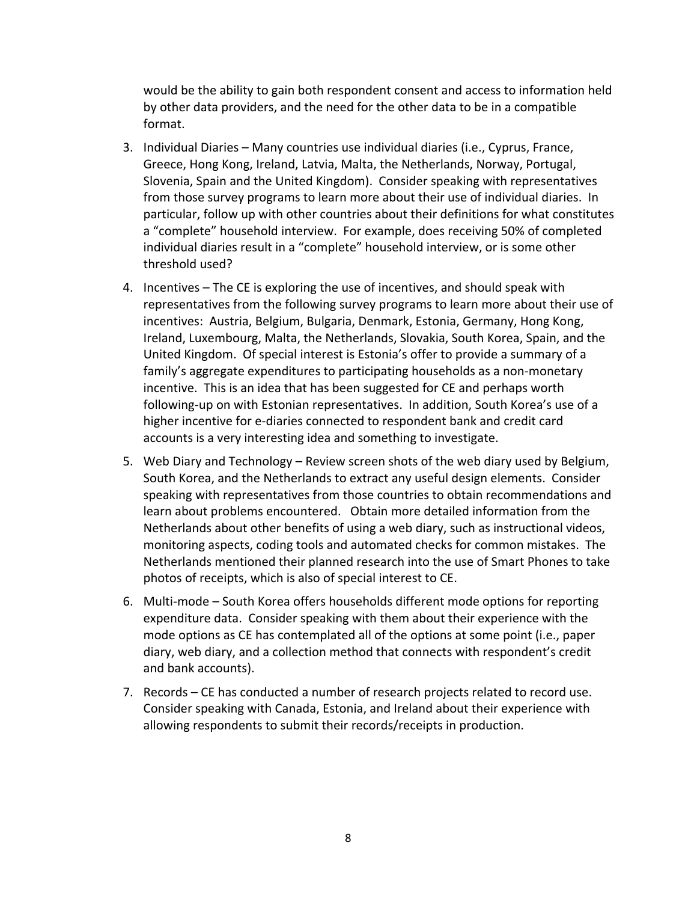would be the ability to gain both respondent consent and access to information held by other data providers, and the need for the other data to be in a compatible format.

3. Individual Diaries – Many countries use individual diaries (i.e., Cyprus, France, Greece, Hong Kong, Ireland, Latvia, Malta, the Netherlands, Norway, Portugal, Slovenia, Spain and the United Kingdom). Consider speaking with representatives from those survey programs to learn more about their use of individual diaries. In particular, follow up with other countries about their definitions for what constitutes a "complete" household interview. For example, does receiving 50% of completed individual diaries result in a "complete" household interview, or is some other threshold used?

4. Incentives – The CE is exploring the use of incentives, and should speak with representatives from the following survey programs to learn more about their use of incentives: Austria, Belgium, Bulgaria, Denmark, Estonia, Germany, Hong Kong, Ireland, Luxembourg, Malta, the Netherlands, Slovakia, South Korea, Spain, and the United Kingdom. Of special interest is Estonia's offer to provide a summary of a family's aggregate expenditures to participating households as a non-monetary incentive. This is an idea that has been suggested for CE and perhaps worth following-up on with Estonian representatives. In addition, South Korea's use of a higher incentive for e-diaries connected to respondent bank and credit card accounts is a very interesting idea and something to investigate.

5. Web Diary and Technology – Review screen shots of the web diary used by Belgium, South Korea, and the Netherlands to extract any useful design elements. Consider speaking with representatives from those countries to obtain recommendations and learn about problems encountered. Obtain more detailed information from the Netherlands about other benefits of using a web diary, such as instructional videos, monitoring aspects, coding tools and automated checks for common mistakes. The Netherlands mentioned their planned research into the use of Smart Phones to take photos of receipts, which is also of special interest to CE.

6. Multi-mode – South Korea offers households different mode options for reporting expenditure data. Consider speaking with them about their experience with the mode options as CE has contemplated all of the options at some point (i.e., paper diary, web diary, and a collection method that connects with respondent's credit and bank accounts).

7. Records – CE has conducted a number of research projects related to record use. Consider speaking with Canada, Estonia, and Ireland about their experience with allowing respondents to submit their records/receipts in production.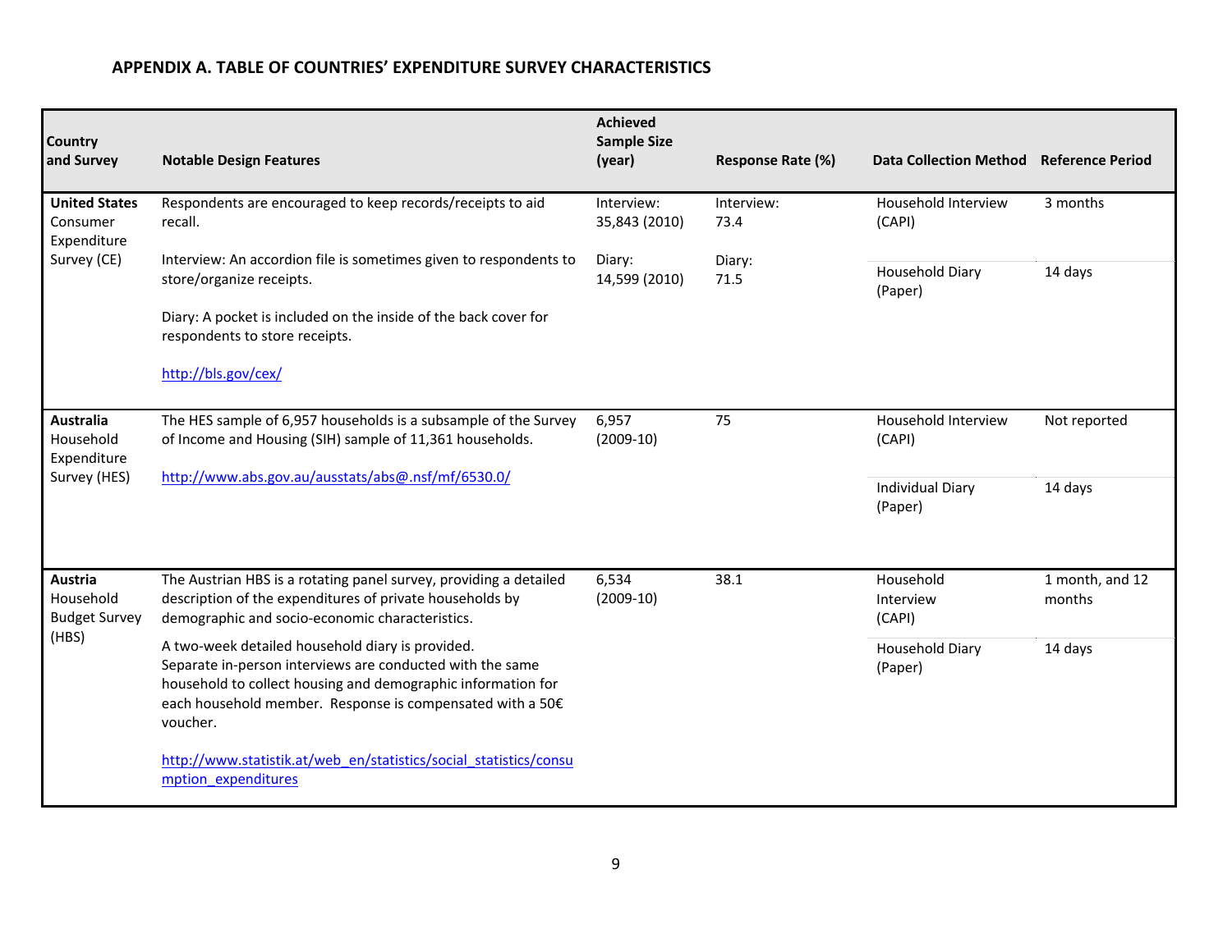### APPENDIX A. TABLE OF COUNTRIES' EXPENDITURE SURVEY CHARACTERISTICS

| Country and Survey | Notable Design Features | Achieved Sample Size (year) | Response Rate (%) | Data Collection Method | Reference Period |
|---|---|---|---|---|---|
| **United States** Consumer Expenditure Survey (CE) | Respondents are encouraged to keep records/receipts to aid recall.<br><br>Interview: An accordion file is sometimes given to respondents to store/organize receipts.<br><br>Diary: A pocket is included on the inside of the back cover for respondents to store receipts.<br><br>http://bls.gov/cex/ | Interview: 35,843 (2010)<br><br>Diary: 14,599 (2010) | Interview: 73.4<br><br>Diary: 71.5 | Household Interview (CAPI)<br><br>Household Diary (Paper) | 3 months<br><br>14 days |
| **Australia** Household Expenditure Survey (HES) | The HES sample of 6,957 households is a subsample of the Survey of Income and Housing (SIH) sample of 11,361 households.<br><br>http://www.abs.gov.au/ausstats/abs@.nsf/mf/6530.0/ | 6,957 (2009-10) | 75 | Household Interview (CAPI)<br><br>Individual Diary (Paper) | Not reported<br><br>14 days |
| **Austria** Household Budget Survey (HBS) | The Austrian HBS is a rotating panel survey, providing a detailed description of the expenditures of private households by demographic and socio-economic characteristics.<br><br>A two-week detailed household diary is provided. Separate in-person interviews are conducted with the same household to collect housing and demographic information for each household member. Response is compensated with a 50€ voucher.<br><br>http://www.statistik.at/web_en/statistics/social_statistics/consumption_expenditures | 6,534 (2009-10) | 38.1 | Household Interview (CAPI)<br><br>Household Diary (Paper) | 1 month, and 12 months<br><br>14 days |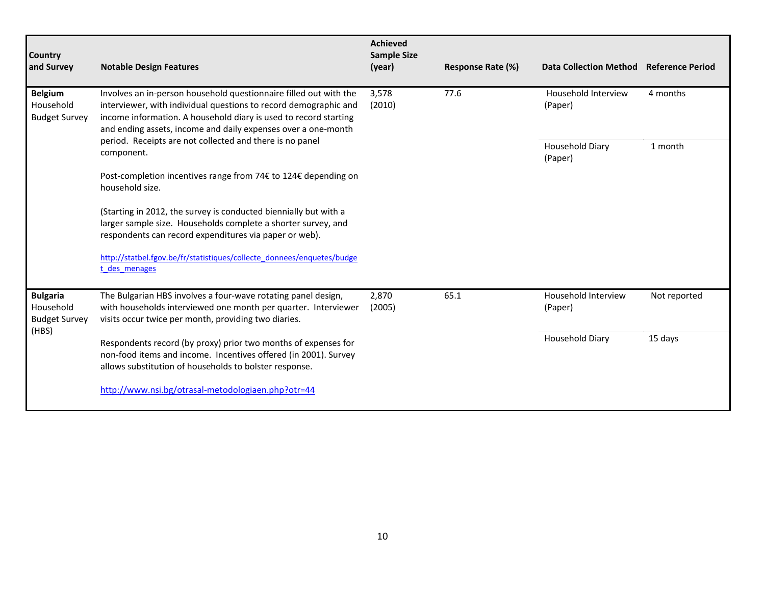| Country and Survey | Notable Design Features | Achieved Sample Size (year) | Response Rate (%) | Data Collection Method | Reference Period |
|---|---|---|---|---|---|
| **Belgium** Household Budget Survey | Involves an in-person household questionnaire filled out with the interviewer, with individual questions to record demographic and income information. A household diary is used to record starting and ending assets, income and daily expenses over a one-month period. Receipts are not collected and there is no panel component.<br><br>Post-completion incentives range from 74€ to 124€ depending on household size.<br><br>(Starting in 2012, the survey is conducted biennially but with a larger sample size. Households complete a shorter survey, and respondents can record expenditures via paper or web).<br><br>http://statbel.fgov.be/fr/statistiques/collecte_donnees/enquetes/budget_des_menages | 3,578 (2010) | 77.6 | Household Interview (Paper) | 4 months |
| | | | | Household Diary (Paper) | 1 month |
| **Bulgaria** Household Budget Survey (HBS) | The Bulgarian HBS involves a four-wave rotating panel design, with households interviewed one month per quarter. Interviewer visits occur twice per month, providing two diaries.<br><br>Respondents record (by proxy) prior two months of expenses for non-food items and income. Incentives offered (in 2001). Survey allows substitution of households to bolster response.<br><br>http://www.nsi.bg/otrasal-metodologiaen.php?otr=44 | 2,870 (2005) | 65.1 | Household Interview (Paper) | Not reported |
| | | | | Household Diary | 15 days |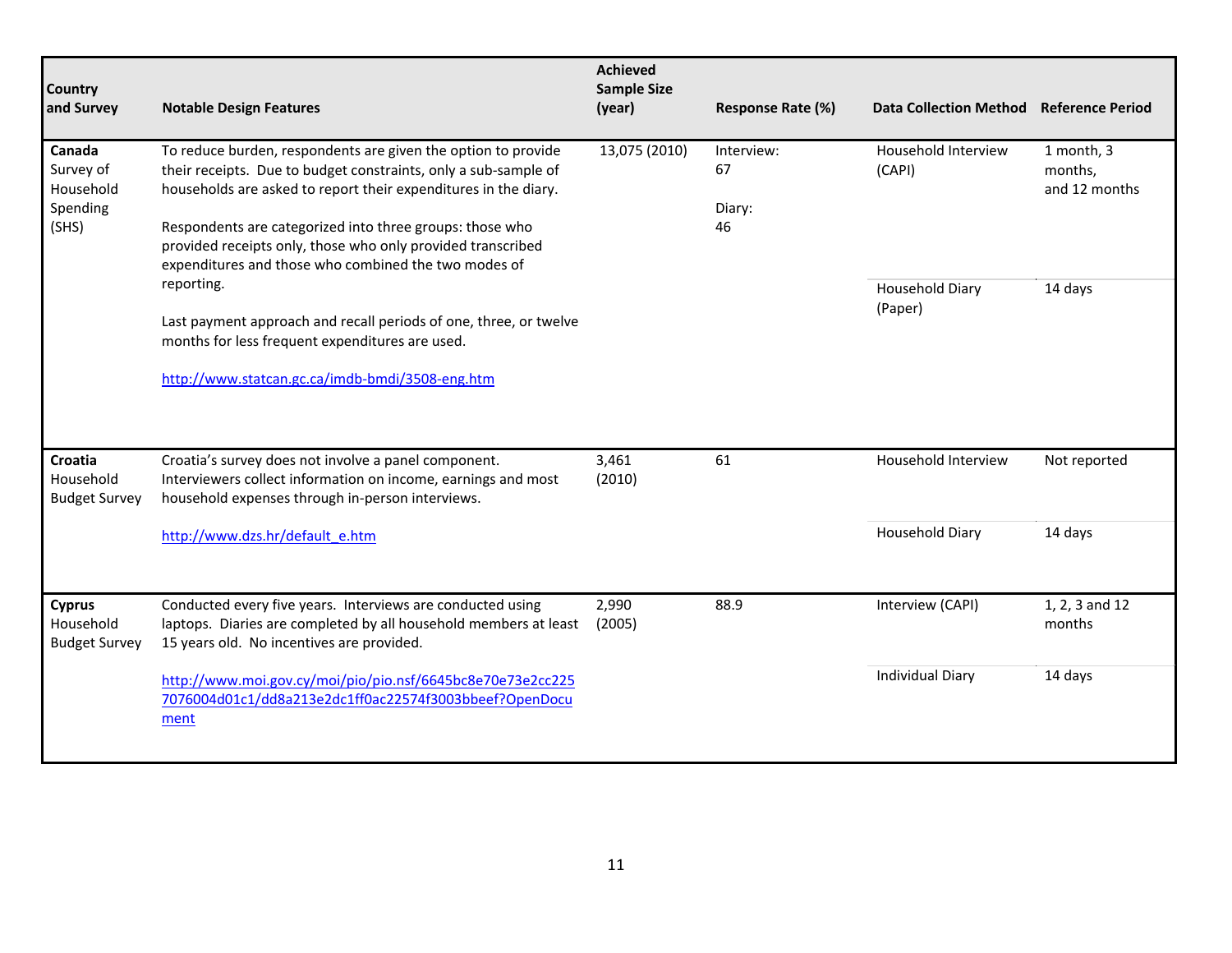| Country and Survey | Notable Design Features | Achieved Sample Size (year) | Response Rate (%) | Data Collection Method | Reference Period |
|---|---|---|---|---|---|
| **Canada** Survey of Household Spending (SHS) | To reduce burden, respondents are given the option to provide their receipts. Due to budget constraints, only a sub-sample of households are asked to report their expenditures in the diary.<br><br>Respondents are categorized into three groups: those who provided receipts only, those who only provided transcribed expenditures and those who combined the two modes of reporting.<br><br>Last payment approach and recall periods of one, three, or twelve months for less frequent expenditures are used.<br><br>http://www.statcan.gc.ca/imdb-bmdi/3508-eng.htm | 13,075 (2010) | Interview: 67<br><br>Diary: 46 | Household Interview (CAPI) | 1 month, 3 months, and 12 months |
| | | | | Household Diary (Paper) | 14 days |
| **Croatia** Household Budget Survey | Croatia's survey does not involve a panel component. Interviewers collect information on income, earnings and most household expenses through in-person interviews.<br><br>http://www.dzs.hr/default_e.htm | 3,461 (2010) | 61 | Household Interview | Not reported |
| | | | | Household Diary | 14 days |
| **Cyprus** Household Budget Survey | Conducted every five years. Interviews are conducted using laptops. Diaries are completed by all household members at least 15 years old. No incentives are provided.<br><br>http://www.moi.gov.cy/moi/pio/pio.nsf/6645bc8e70e73e2cc2257076004d01c1/dd8a213e2dc1ff0ac22574f3003bbeef?OpenDocument | 2,990 (2005) | 88.9 | Interview (CAPI) | 1, 2, 3 and 12 months |
| | | | | Individual Diary | 14 days |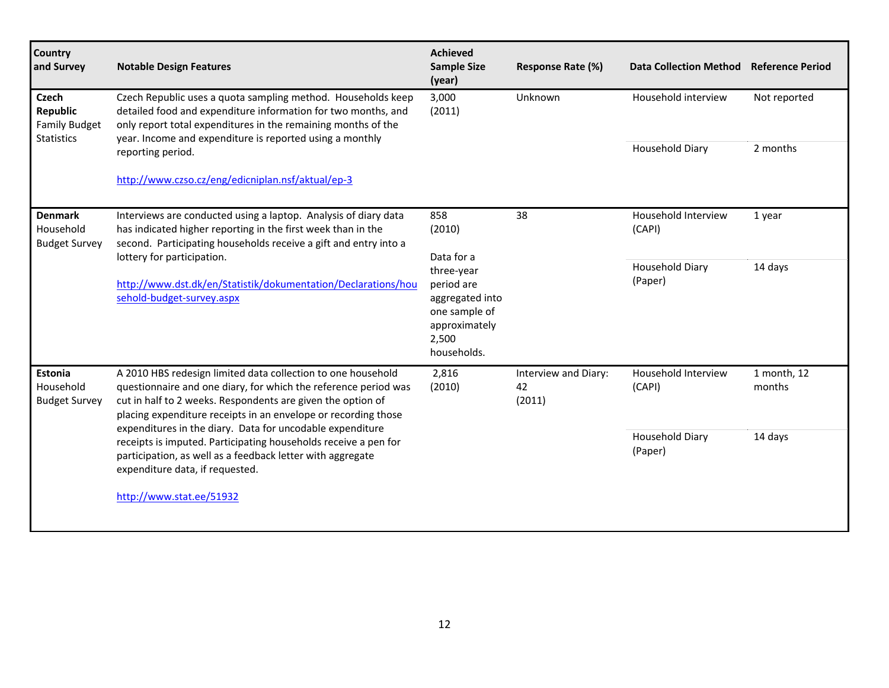| Country and Survey | Notable Design Features | Achieved Sample Size (year) | Response Rate (%) | Data Collection Method | Reference Period |
|---|---|---|---|---|---|
| **Czech Republic** Family Budget Statistics | Czech Republic uses a quota sampling method. Households keep detailed food and expenditure information for two months, and only report total expenditures in the remaining months of the year. Income and expenditure is reported using a monthly reporting period. [http://www.czso.cz/eng/edicniplan.nsf/aktual/ep-3](http://www.czso.cz/eng/edicniplan.nsf/aktual/ep-3) | 3,000 (2011) | Unknown | Household interview | Not reported |
| | | | | Household Diary | 2 months |
| **Denmark** Household Budget Survey | Interviews are conducted using a laptop. Analysis of diary data has indicated higher reporting in the first week than in the second. Participating households receive a gift and entry into a lottery for participation. [http://www.dst.dk/en/Statistik/dokumentation/Declarations/household-budget-survey.aspx](http://www.dst.dk/en/Statistik/dokumentation/Declarations/household-budget-survey.aspx) | 858 (2010) Data for a three-year period are aggregated into one sample of approximately 2,500 households. | 38 | Household Interview (CAPI) | 1 year |
| | | | | Household Diary (Paper) | 14 days |
| **Estonia** Household Budget Survey | A 2010 HBS redesign limited data collection to one household questionnaire and one diary, for which the reference period was cut in half to 2 weeks. Respondents are given the option of placing expenditure receipts in an envelope or recording those expenditures in the diary. Data for uncodable expenditure receipts is imputed. Participating households receive a pen for participation, as well as a feedback letter with aggregate expenditure data, if requested. [http://www.stat.ee/51932](http://www.stat.ee/51932) | 2,816 (2010) | Interview and Diary: 42 (2011) | Household Interview (CAPI) | 1 month, 12 months |
| | | | | Household Diary (Paper) | 14 days |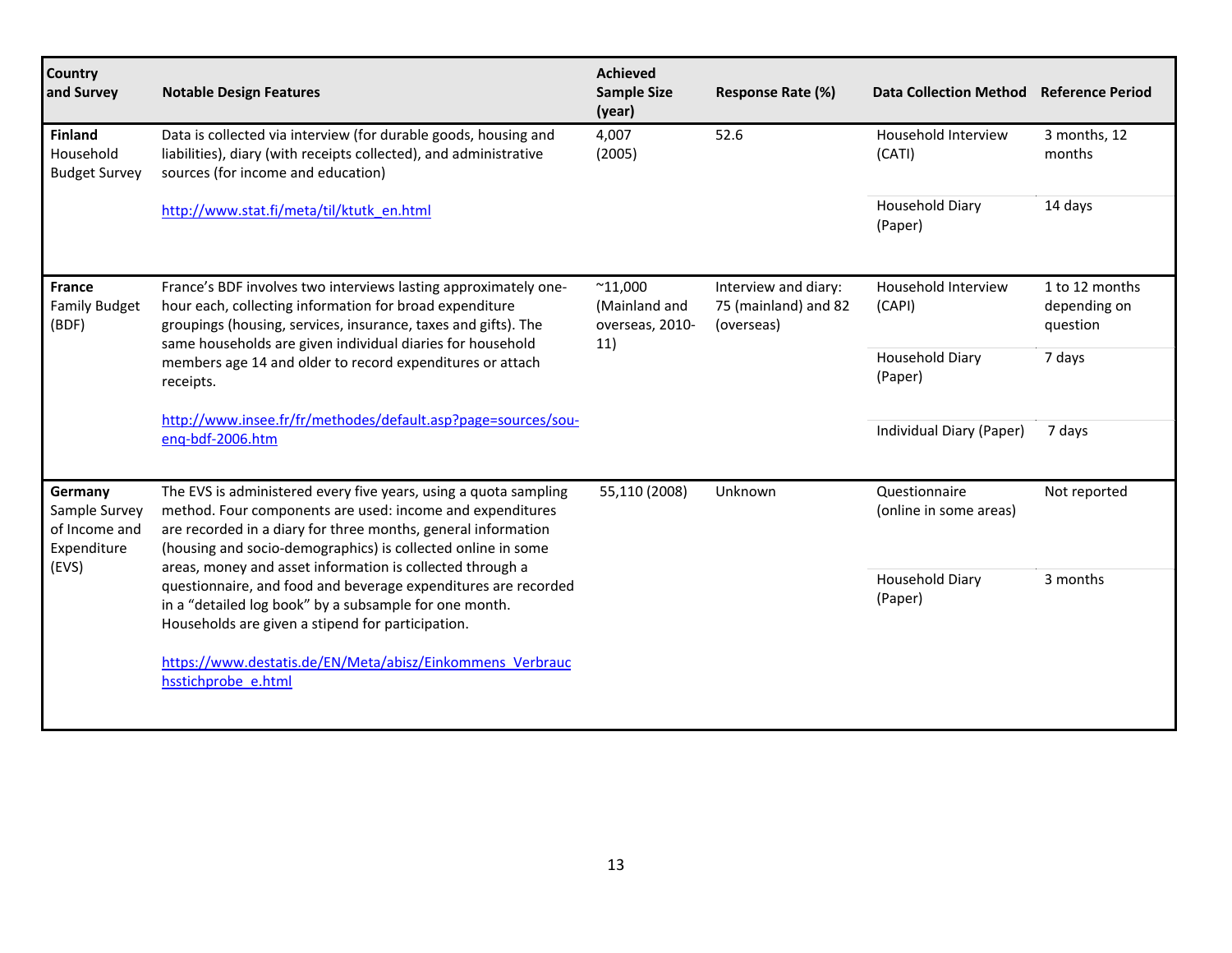| Country and Survey | Notable Design Features | Achieved Sample Size (year) | Response Rate (%) | Data Collection Method | Reference Period |
|---|---|---|---|---|---|
| **Finland** Household Budget Survey | Data is collected via interview (for durable goods, housing and liabilities), diary (with receipts collected), and administrative sources (for income and education) | 4,007 (2005) | 52.6 | Household Interview (CATI) | 3 months, 12 months |
| | http://www.stat.fi/meta/til/ktutk_en.html | | | Household Diary (Paper) | 14 days |
| **France** Family Budget (BDF) | France's BDF involves two interviews lasting approximately one-hour each, collecting information for broad expenditure groupings (housing, services, insurance, taxes and gifts). The same households are given individual diaries for household members age 14 and older to record expenditures or attach receipts. | ~11,000 (Mainland and overseas, 2010-11) | Interview and diary: 75 (mainland) and 82 (overseas) | Household Interview (CAPI) | 1 to 12 months depending on question |
| | | | | Household Diary (Paper) | 7 days |
| | http://www.insee.fr/fr/methodes/default.asp?page=sources/sou-enq-bdf-2006.htm | | | Individual Diary (Paper) | 7 days |
| **Germany** Sample Survey of Income and Expenditure (EVS) | The EVS is administered every five years, using a quota sampling method. Four components are used: income and expenditures are recorded in a diary for three months, general information (housing and socio-demographics) is collected online in some areas, money and asset information is collected through a questionnaire, and food and beverage expenditures are recorded in a "detailed log book" by a subsample for one month. Households are given a stipend for participation. | 55,110 (2008) | Unknown | Questionnaire (online in some areas) | Not reported |
| | https://www.destatis.de/EN/Meta/abisz/Einkommens_Verbrauchsstichprobe_e.html | | | Household Diary (Paper) | 3 months |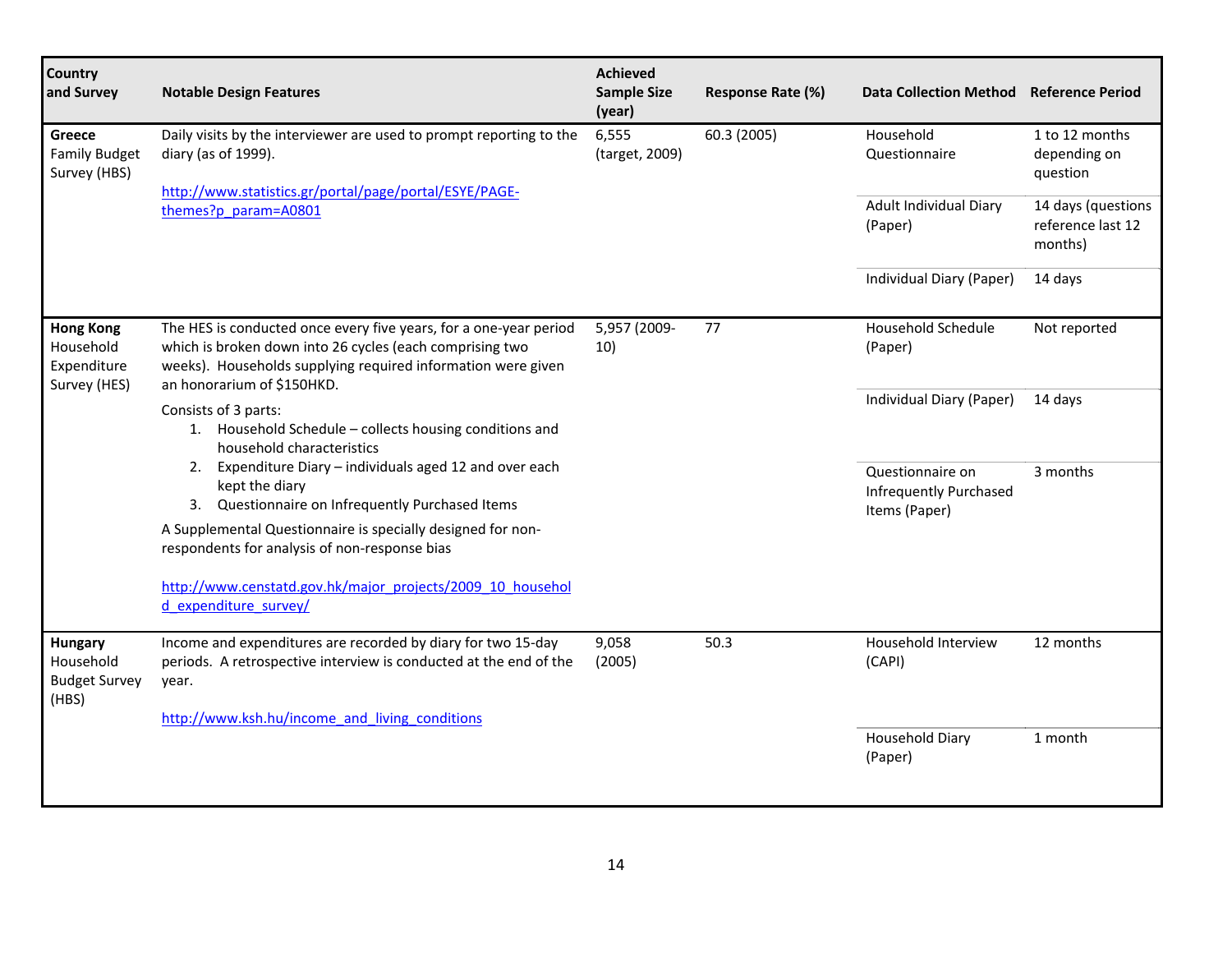| Country and Survey | Notable Design Features | Achieved Sample Size (year) | Response Rate (%) | Data Collection Method | Reference Period |
|---|---|---|---|---|---|
| **Greece** Family Budget Survey (HBS) | Daily visits by the interviewer are used to prompt reporting to the diary (as of 1999).<br><br>http://www.statistics.gr/portal/page/portal/ESYE/PAGE-themes?p_param=A0801 | 6,555 (target, 2009) | 60.3 (2005) | Household Questionnaire | 1 to 12 months depending on question |
| | | | | Adult Individual Diary (Paper) | 14 days (questions reference last 12 months) |
| | | | | Individual Diary (Paper) | 14 days |
| **Hong Kong** Household Expenditure Survey (HES) | The HES is conducted once every five years, for a one-year period which is broken down into 26 cycles (each comprising two weeks). Households supplying required information were given an honorarium of $150HKD.<br><br>Consists of 3 parts:<br>1. Household Schedule – collects housing conditions and household characteristics<br>2. Expenditure Diary – individuals aged 12 and over each kept the diary<br>3. Questionnaire on Infrequently Purchased Items<br><br>A Supplemental Questionnaire is specially designed for non-respondents for analysis of non-response bias<br><br>http://www.censtatd.gov.hk/major_projects/2009_10_household_expenditure_survey/ | 5,957 (2009-10) | 77 | Household Schedule (Paper) | Not reported |
| | | | | Individual Diary (Paper) | 14 days |
| | | | | Questionnaire on Infrequently Purchased Items (Paper) | 3 months |
| **Hungary** Household Budget Survey (HBS) | Income and expenditures are recorded by diary for two 15-day periods. A retrospective interview is conducted at the end of the year.<br><br>http://www.ksh.hu/income_and_living_conditions | 9,058 (2005) | 50.3 | Household Interview (CAPI) | 12 months |
| | | | | Household Diary (Paper) | 1 month |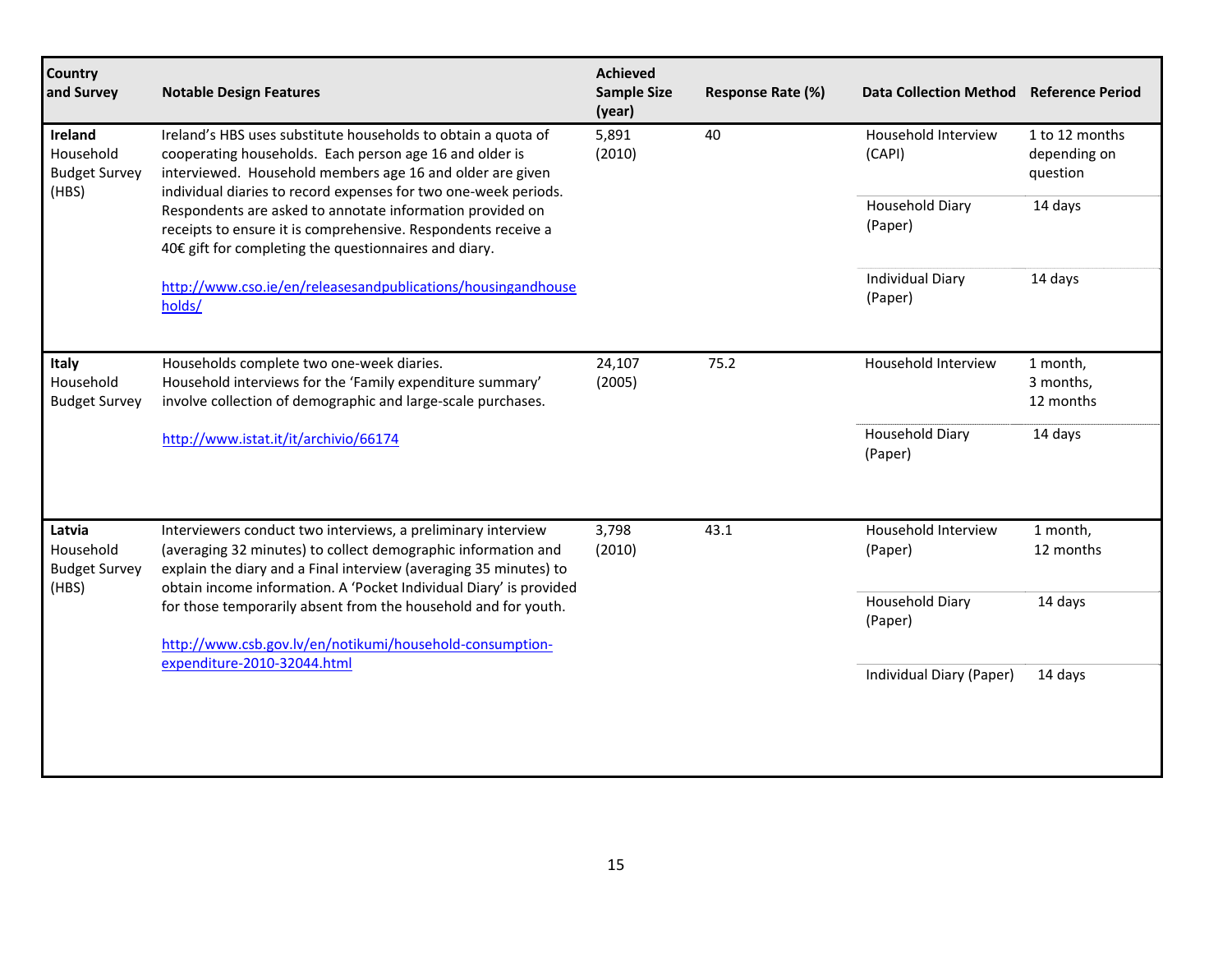| Country and Survey | Notable Design Features | Achieved Sample Size (year) | Response Rate (%) | Data Collection Method | Reference Period |
|---|---|---|---|---|---|
| **Ireland** Household Budget Survey (HBS) | Ireland's HBS uses substitute households to obtain a quota of cooperating households. Each person age 16 and older is interviewed. Household members age 16 and older are given individual diaries to record expenses for two one-week periods. Respondents are asked to annotate information provided on receipts to ensure it is comprehensive. Respondents receive a 40€ gift for completing the questionnaires and diary. http://www.cso.ie/en/releasesandpublications/housingandhouseholds/ | 5,891 (2010) | 40 | Household Interview (CAPI) | 1 to 12 months depending on question |
| | | | | Household Diary (Paper) | 14 days |
| | | | | Individual Diary (Paper) | 14 days |
| **Italy** Household Budget Survey | Households complete two one-week diaries. Household interviews for the 'Family expenditure summary' involve collection of demographic and large-scale purchases. http://www.istat.it/it/archivio/66174 | 24,107 (2005) | 75.2 | Household Interview | 1 month, 3 months, 12 months |
| | | | | Household Diary (Paper) | 14 days |
| **Latvia** Household Budget Survey (HBS) | Interviewers conduct two interviews, a preliminary interview (averaging 32 minutes) to collect demographic information and explain the diary and a Final interview (averaging 35 minutes) to obtain income information. A 'Pocket Individual Diary' is provided for those temporarily absent from the household and for youth. http://www.csb.gov.lv/en/notikumi/household-consumption-expenditure-2010-32044.html | 3,798 (2010) | 43.1 | Household Interview (Paper) | 1 month, 12 months |
| | | | | Household Diary (Paper) | 14 days |
| | | | | Individual Diary (Paper) | 14 days |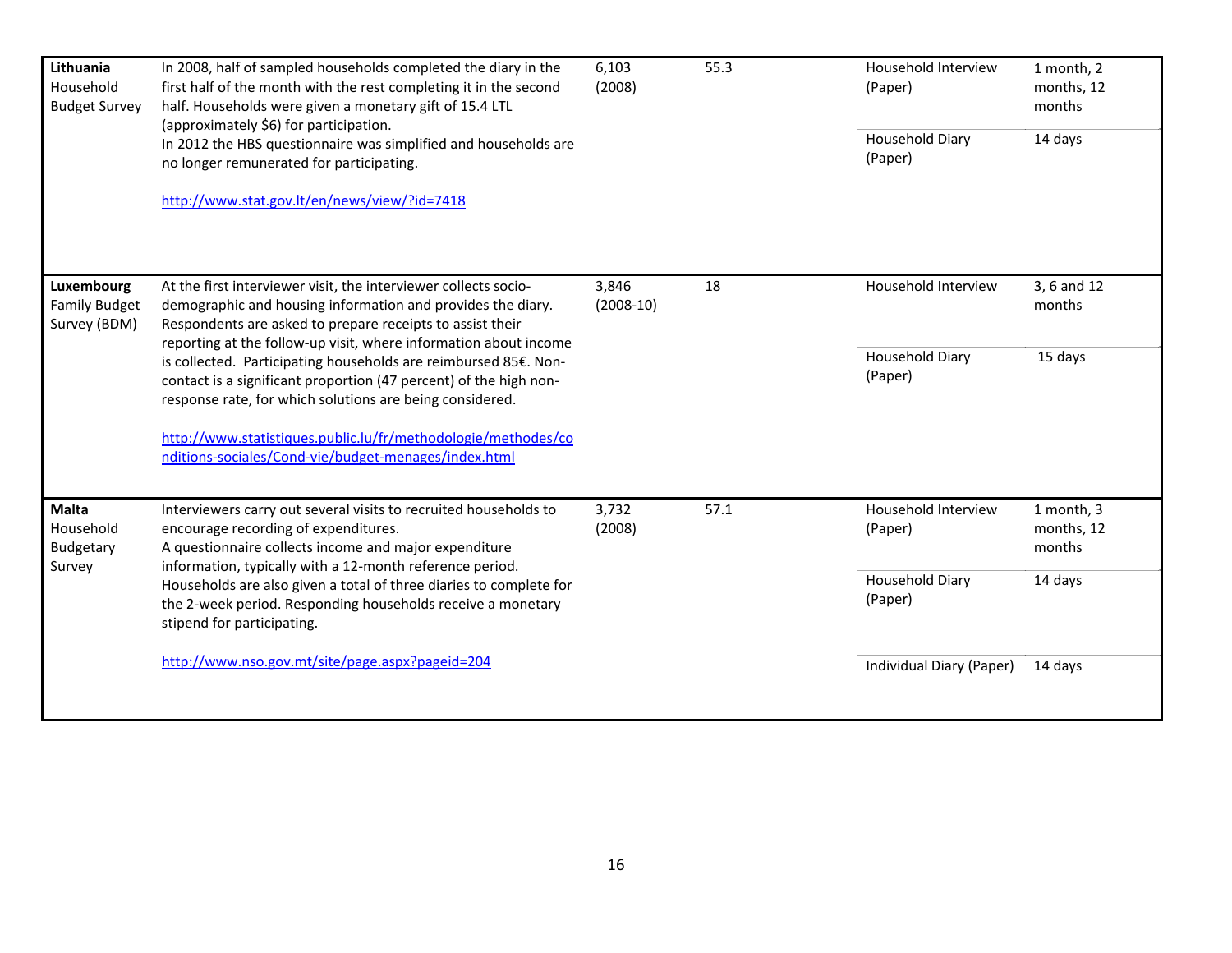| **Lithuania** Household Budget Survey | In 2008, half of sampled households completed the diary in the first half of the month with the rest completing it in the second half. Households were given a monetary gift of 15.4 LTL (approximately $6) for participation.<br>In 2012 the HBS questionnaire was simplified and households are no longer remunerated for participating.<br><br>http://www.stat.gov.lt/en/news/view/?id=7418 | 6,103 (2008) | 55.3 | Household Interview (Paper) | 1 month, 2 months, 12 months |
|---|---|---|---|---|---|
| | | | | Household Diary (Paper) | 14 days |
| **Luxembourg** Family Budget Survey (BDM) | At the first interviewer visit, the interviewer collects socio-demographic and housing information and provides the diary. Respondents are asked to prepare receipts to assist their reporting at the follow-up visit, where information about income is collected. Participating households are reimbursed 85€. Non-contact is a significant proportion (47 percent) of the high non-response rate, for which solutions are being considered.<br><br>http://www.statistiques.public.lu/fr/methodologie/methodes/conditions-sociales/Cond-vie/budget-menages/index.html | 3,846 (2008-10) | 18 | Household Interview | 3, 6 and 12 months |
| | | | | Household Diary (Paper) | 15 days |
| **Malta** Household Budgetary Survey | Interviewers carry out several visits to recruited households to encourage recording of expenditures.<br>A questionnaire collects income and major expenditure information, typically with a 12-month reference period. Households are also given a total of three diaries to complete for the 2-week period. Responding households receive a monetary stipend for participating.<br><br>http://www.nso.gov.mt/site/page.aspx?pageid=204 | 3,732 (2008) | 57.1 | Household Interview (Paper) | 1 month, 3 months, 12 months |
| | | | | Household Diary (Paper) | 14 days |
| | | | | Individual Diary (Paper) | 14 days |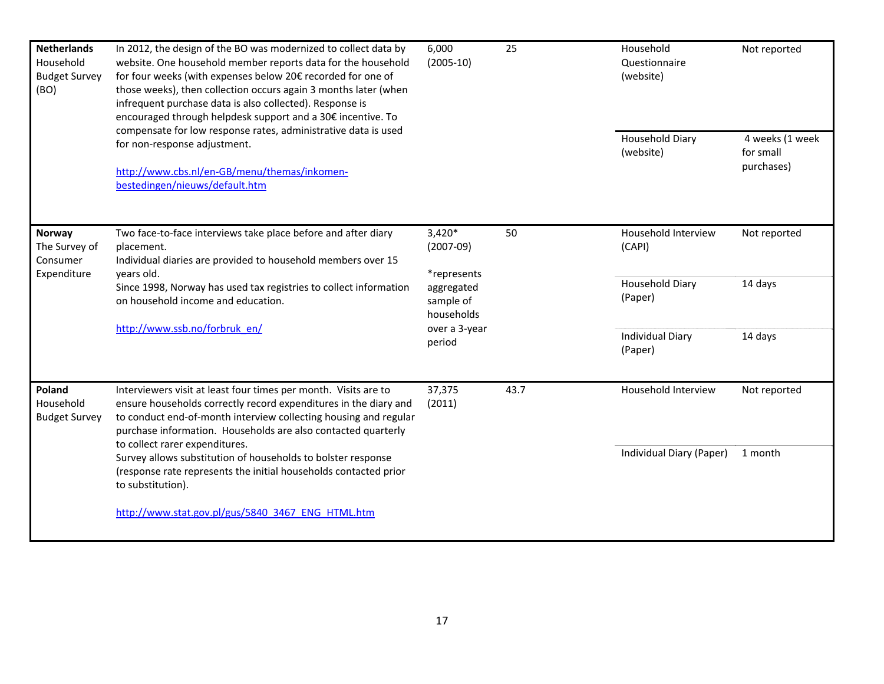| | | | | | |
|---|---|---|---|---|---|
| **Netherlands** Household Budget Survey (BO) | In 2012, the design of the BO was modernized to collect data by website. One household member reports data for the household for four weeks (with expenses below 20€ recorded for one of those weeks), then collection occurs again 3 months later (when infrequent purchase data is also collected). Response is encouraged through helpdesk support and a 30€ incentive. To compensate for low response rates, administrative data is used for non-response adjustment.<br><br>http://www.cbs.nl/en-GB/menu/themas/inkomen-bestedingen/nieuws/default.htm | 6,000 (2005-10) | 25 | Household Questionnaire (website) | Not reported |
| | | | | Household Diary (website) | 4 weeks (1 week for small purchases) |
| **Norway** The Survey of Consumer Expenditure | Two face-to-face interviews take place before and after diary placement.<br>Individual diaries are provided to household members over 15 years old.<br>Since 1998, Norway has used tax registries to collect information on household income and education.<br><br>http://www.ssb.no/forbruk_en/ | 3,420* (2007-09)<br><br>*represents aggregated sample of households over a 3-year period | 50 | Household Interview (CAPI) | Not reported |
| | | | | Household Diary (Paper) | 14 days |
| | | | | Individual Diary (Paper) | 14 days |
| **Poland** Household Budget Survey | Interviewers visit at least four times per month. Visits are to ensure households correctly record expenditures in the diary and to conduct end-of-month interview collecting housing and regular purchase information. Households are also contacted quarterly to collect rarer expenditures.<br>Survey allows substitution of households to bolster response (response rate represents the initial households contacted prior to substitution).<br><br>http://www.stat.gov.pl/gus/5840_3467_ENG_HTML.htm | 37,375 (2011) | 43.7 | Household Interview | Not reported |
| | | | | Individual Diary (Paper) | 1 month |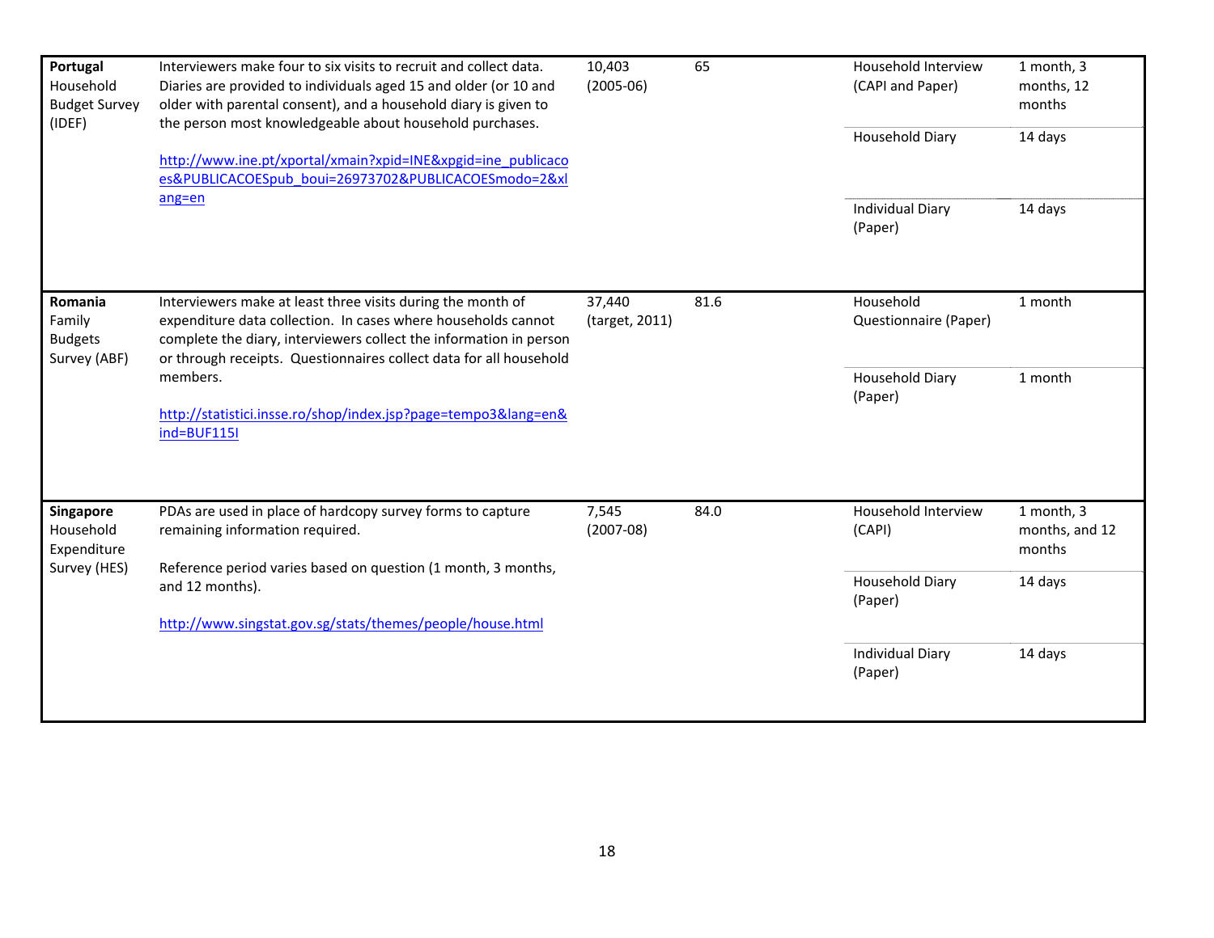| | | | | | |
|---|---|---|---|---|---|
| **Portugal** Household Budget Survey (IDEF) | Interviewers make four to six visits to recruit and collect data. Diaries are provided to individuals aged 15 and older (or 10 and older with parental consent), and a household diary is given to the person most knowledgeable about household purchases.<br><br>http://www.ine.pt/xportal/xmain?xpid=INE&xpgid=ine_publicacoes&PUBLICACOESpub_boui=26973702&PUBLICACOESmodo=2&xlang=en | 10,403 (2005-06) | 65 | Household Interview (CAPI and Paper) | 1 month, 3 months, 12 months |
| | | | | Household Diary | 14 days |
| | | | | Individual Diary (Paper) | 14 days |
| **Romania** Family Budgets Survey (ABF) | Interviewers make at least three visits during the month of expenditure data collection. In cases where households cannot complete the diary, interviewers collect the information in person or through receipts. Questionnaires collect data for all household members.<br><br>http://statistici.insse.ro/shop/index.jsp?page=tempo3&lang=en&ind=BUF115I | 37,440 (target, 2011) | 81.6 | Household Questionnaire (Paper) | 1 month |
| | | | | Household Diary (Paper) | 1 month |
| **Singapore** Household Expenditure Survey (HES) | PDAs are used in place of hardcopy survey forms to capture remaining information required.<br><br>Reference period varies based on question (1 month, 3 months, and 12 months).<br><br>http://www.singstat.gov.sg/stats/themes/people/house.html | 7,545 (2007-08) | 84.0 | Household Interview (CAPI) | 1 month, 3 months, and 12 months |
| | | | | Household Diary (Paper) | 14 days |
| | | | | Individual Diary (Paper) | 14 days |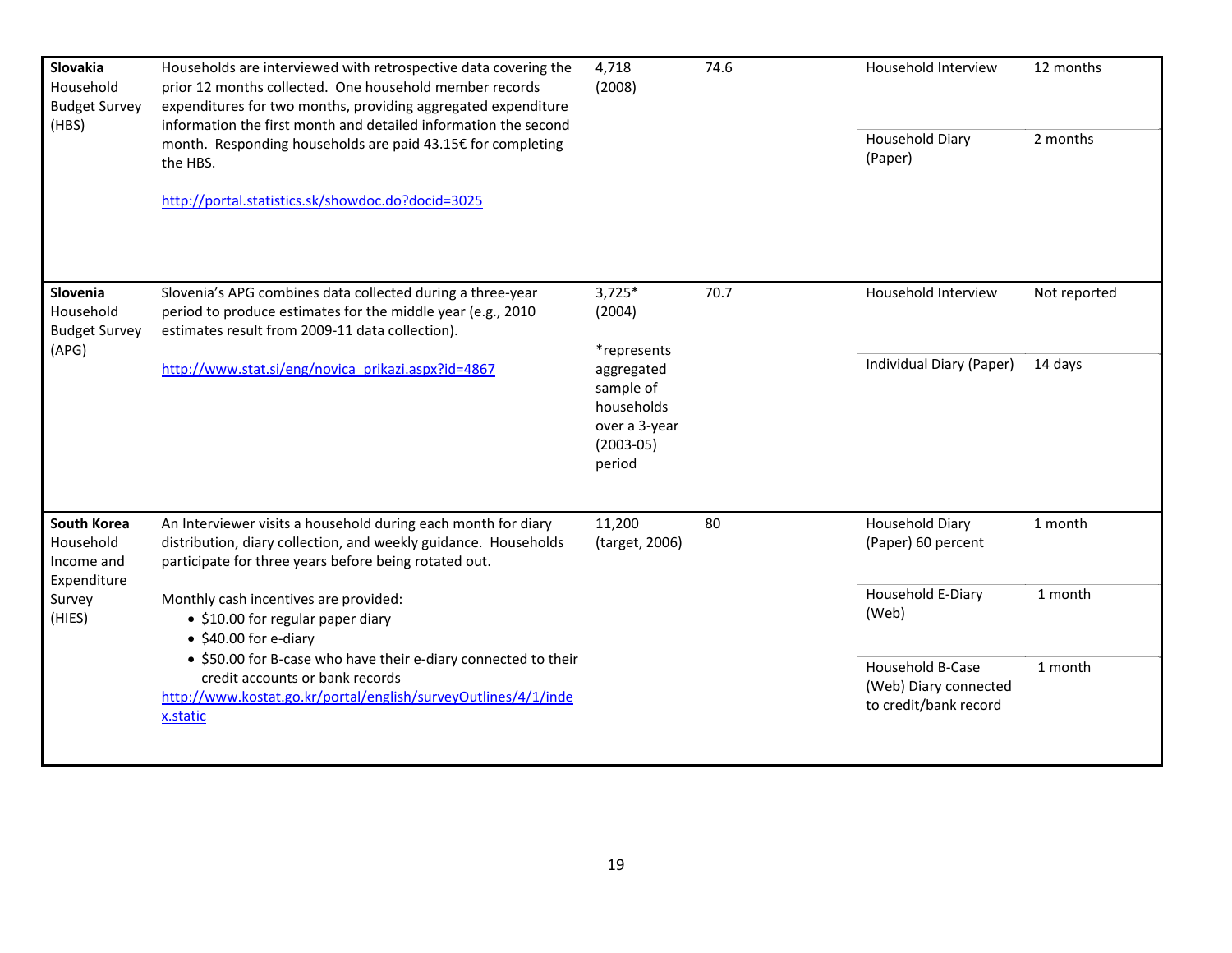| | | | | | |
|---|---|---|---|---|---|
| **Slovakia** Household Budget Survey (HBS) | Households are interviewed with retrospective data covering the prior 12 months collected. One household member records expenditures for two months, providing aggregated expenditure information the first month and detailed information the second month. Responding households are paid 43.15€ for completing the HBS.<br><br>http://portal.statistics.sk/showdoc.do?docid=3025 | 4,718 (2008) | 74.6 | Household Interview | 12 months |
| | | | | Household Diary (Paper) | 2 months |
| **Slovenia** Household Budget Survey (APG) | Slovenia's APG combines data collected during a three-year period to produce estimates for the middle year (e.g., 2010 estimates result from 2009-11 data collection).<br><br>http://www.stat.si/eng/novica_prikazi.aspx?id=4867 | 3,725* (2004)<br><br>*represents aggregated sample of households over a 3-year (2003-05) period | 70.7 | Household Interview | Not reported |
| | | | | Individual Diary (Paper) | 14 days |
| **South Korea** Household Income and Expenditure Survey (HIES) | An Interviewer visits a household during each month for diary distribution, diary collection, and weekly guidance. Households participate for three years before being rotated out.<br><br>Monthly cash incentives are provided:<br>• $10.00 for regular paper diary<br>• $40.00 for e-diary<br>• $50.00 for B-case who have their e-diary connected to their credit accounts or bank records<br>http://www.kostat.go.kr/portal/english/surveyOutlines/4/1/index.static | 11,200 (target, 2006) | 80 | Household Diary (Paper) 60 percent | 1 month |
| | | | | Household E-Diary (Web) | 1 month |
| | | | | Household B-Case (Web) Diary connected to credit/bank record | 1 month |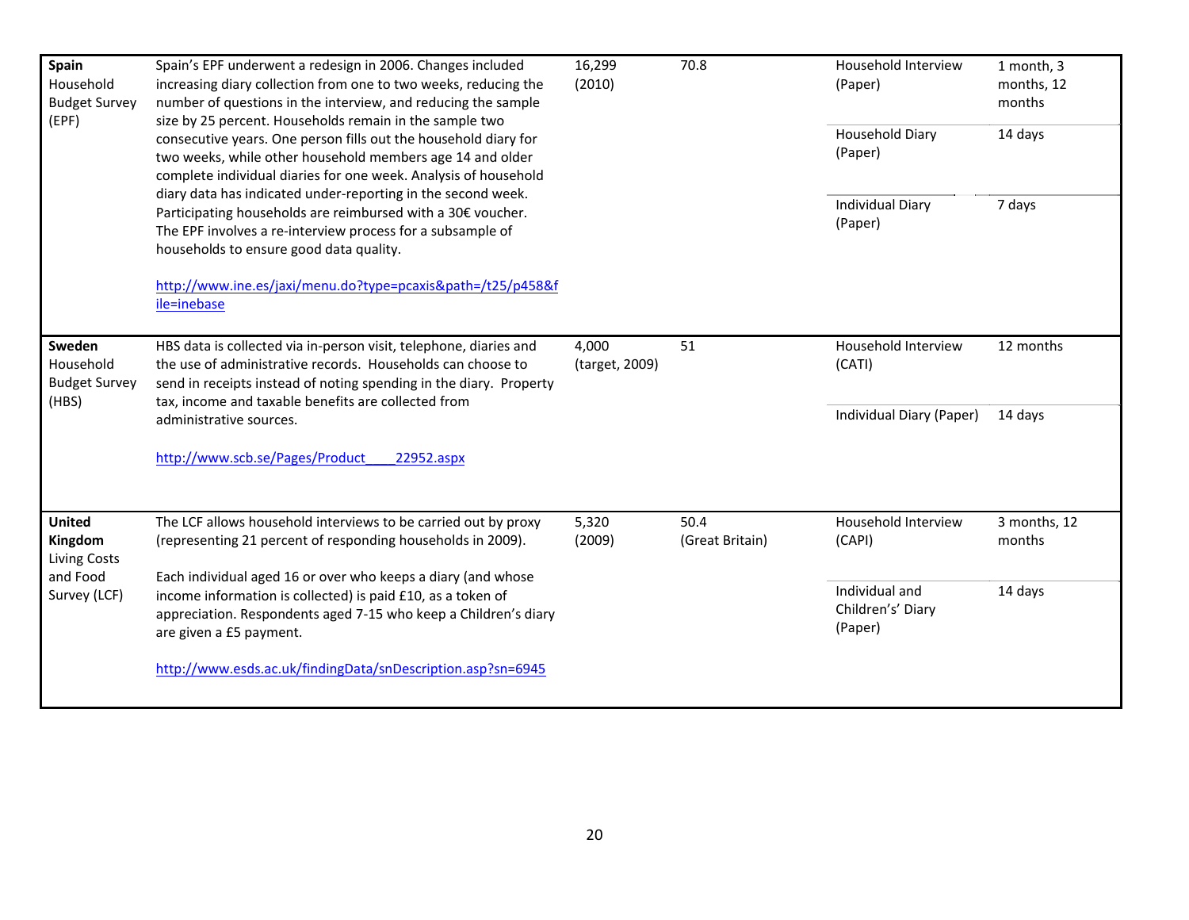| | | | | | |
|---|---|---|---|---|---|
| **Spain** Household Budget Survey (EPF) | Spain's EPF underwent a redesign in 2006. Changes included increasing diary collection from one to two weeks, reducing the number of questions in the interview, and reducing the sample size by 25 percent. Households remain in the sample two consecutive years. One person fills out the household diary for two weeks, while other household members age 14 and older complete individual diaries for one week. Analysis of household diary data has indicated under-reporting in the second week. Participating households are reimbursed with a 30€ voucher. The EPF involves a re-interview process for a subsample of households to ensure good data quality.<br><br>http://www.ine.es/jaxi/menu.do?type=pcaxis&path=/t25/p458&file=inebase | 16,299 (2010) | 70.8 | Household Interview (Paper) | 1 month, 3 months, 12 months |
| | | | | Household Diary (Paper) | 14 days |
| | | | | Individual Diary (Paper) | 7 days |
| **Sweden** Household Budget Survey (HBS) | HBS data is collected via in-person visit, telephone, diaries and the use of administrative records. Households can choose to send in receipts instead of noting spending in the diary. Property tax, income and taxable benefits are collected from administrative sources.<br><br>http://www.scb.se/Pages/Product____22952.aspx | 4,000 (target, 2009) | 51 | Household Interview (CATI) | 12 months |
| | | | | Individual Diary (Paper) | 14 days |
| **United Kingdom** Living Costs and Food Survey (LCF) | The LCF allows household interviews to be carried out by proxy (representing 21 percent of responding households in 2009).<br><br>Each individual aged 16 or over who keeps a diary (and whose income information is collected) is paid £10, as a token of appreciation. Respondents aged 7-15 who keep a Children's diary are given a £5 payment.<br><br>http://www.esds.ac.uk/findingData/snDescription.asp?sn=6945 | 5,320 (2009) | 50.4 (Great Britain) | Household Interview (CAPI) | 3 months, 12 months |
| | | | | Individual and Children's' Diary (Paper) | 14 days |